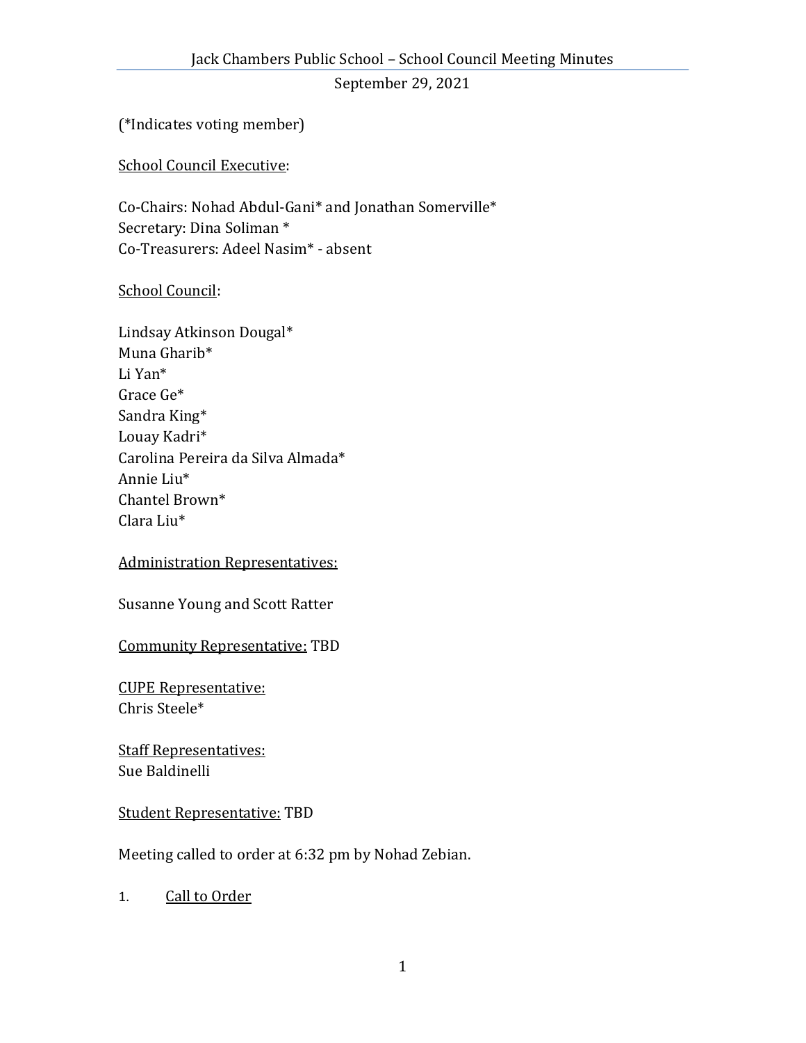Jack Chambers Public School – School Council Meeting Minutes

September 29, 2021

(*Indicates voting member)

School Council Executive:

Co-Chairs: Nohad Abdul-Gani* and Jonathan Somerville*
Secretary: Dina Soliman *
Co-Treasurers: Adeel Nasim* - absent

School Council:

Lindsay Atkinson Dougal*
Muna Gharib*
Li Yan*
Grace Ge*
Sandra King*
Louay Kadri*
Carolina Pereira da Silva Almada*
Annie Liu*
Chantel Brown*
Clara Liu*

Administration Representatives:

Susanne Young and Scott Ratter

Community Representative: TBD

CUPE Representative:
Chris Steele*

Staff Representatives:
Sue Baldinelli

Student Representative: TBD

Meeting called to order at 6:32 pm by Nohad Zebian.

1. Call to Order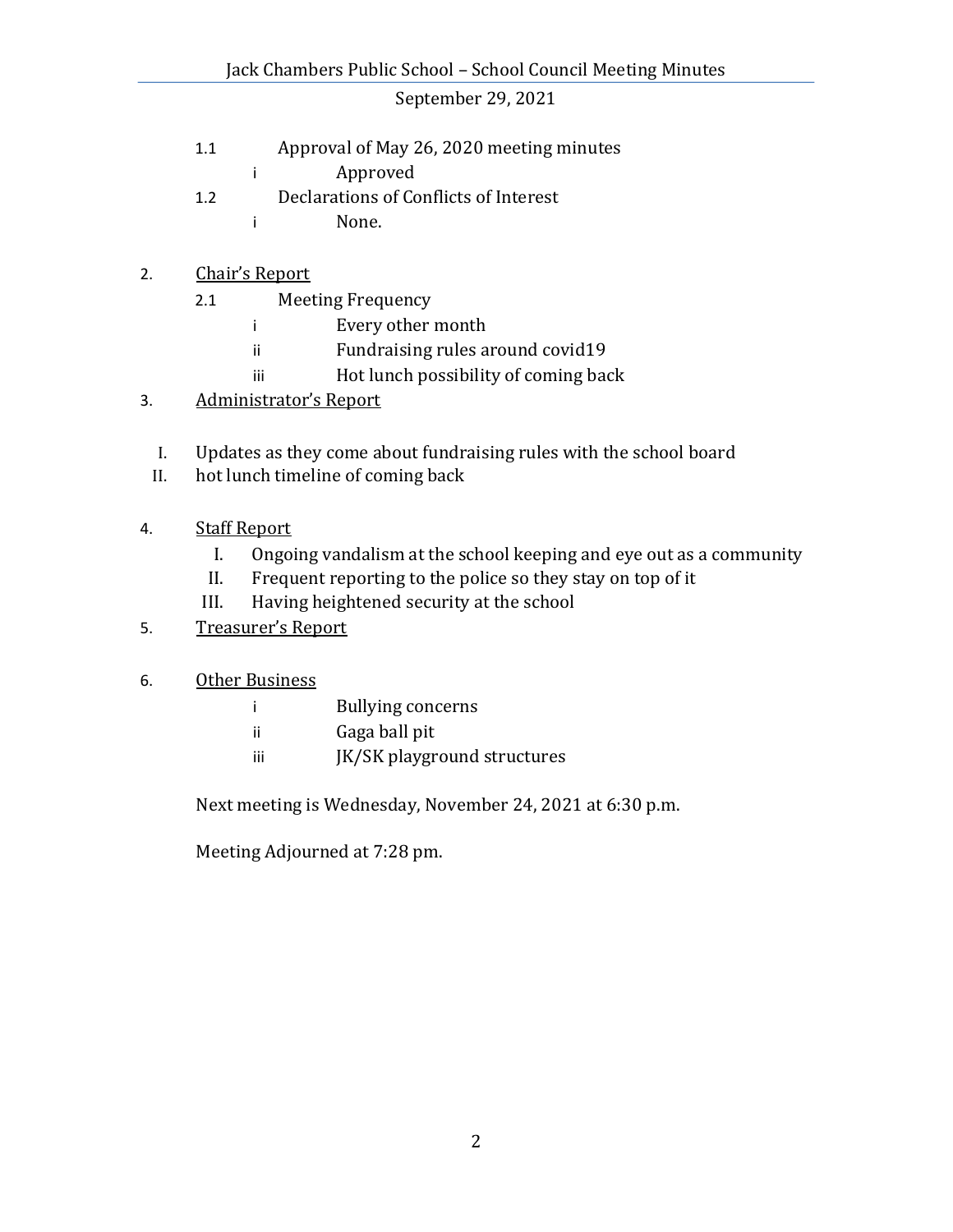1.1 Approval of May 26, 2020 meeting minutes
   - i Approved

1.2 Declarations of Conflicts of Interest
   - i None.

2. <u>Chair's Report</u>

   2.1 Meeting Frequency
   - i Every other month
   - ii Fundraising rules around covid19
   - iii Hot lunch possibility of coming back

3. <u>Administrator's Report</u>

   I. Updates as they come about fundraising rules with the school board
   II. hot lunch timeline of coming back

4. <u>Staff Report</u>

   I. Ongoing vandalism at the school keeping and eye out as a community
   II. Frequent reporting to the police so they stay on top of it
   III. Having heightened security at the school

5. <u>Treasurer's Report</u>

6. <u>Other Business</u>
   - i Bullying concerns
   - ii Gaga ball pit
   - iii JK/SK playground structures

Next meeting is Wednesday, November 24, 2021 at 6:30 p.m.

Meeting Adjourned at 7:28 pm.